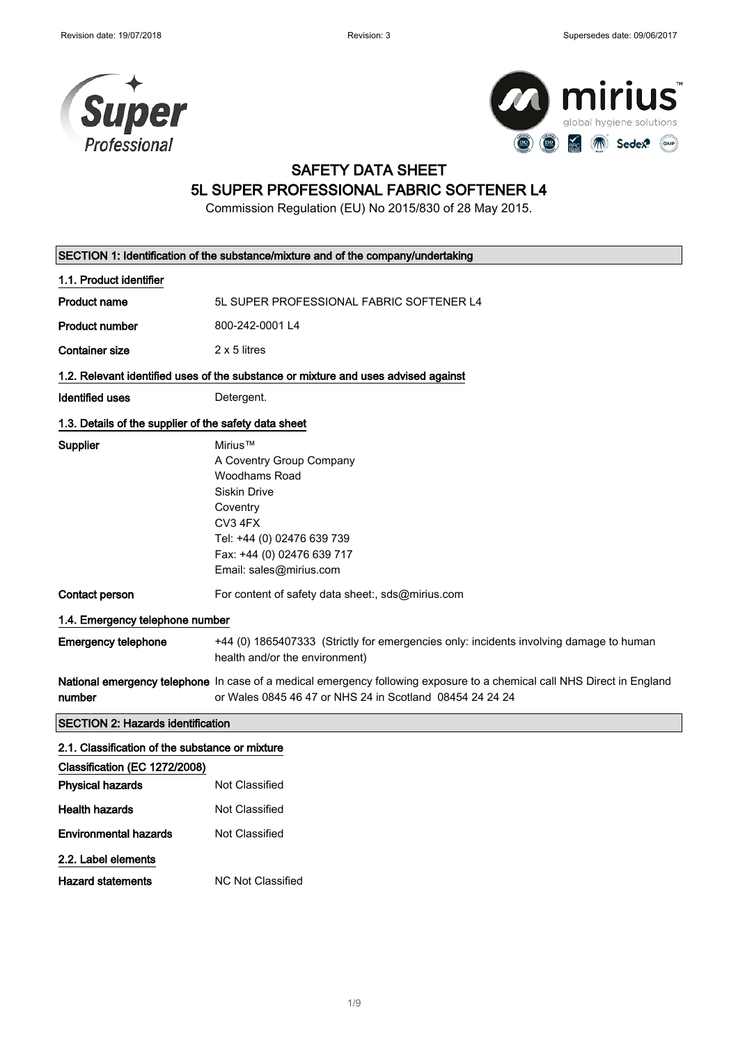Revision date: 19/07/2018 | Revision: 3 | Supersedes date: 09/06/2017

# SAFETY DATA SHEET
# 5L SUPER PROFESSIONAL FABRIC SOFTENER L4

Commission Regulation (EU) No 2015/830 of 28 May 2015.

## SECTION 1: Identification of the substance/mixture and of the company/undertaking

### 1.1. Product identifier

**Product name** 5L SUPER PROFESSIONAL FABRIC SOFTENER L4

**Product number** 800-242-0001 L4

**Container size** 2 x 5 litres

### 1.2. Relevant identified uses of the substance or mixture and uses advised against

**Identified uses** Detergent.

### 1.3. Details of the supplier of the safety data sheet

**Supplier**
Mirius™
A Coventry Group Company
Woodhams Road
Siskin Drive
Coventry
CV3 4FX
Tel: +44 (0) 02476 639 739
Fax: +44 (0) 02476 639 717
Email: sales@mirius.com

**Contact person** For content of safety data sheet:, sds@mirius.com

### 1.4. Emergency telephone number

**Emergency telephone** +44 (0) 1865407333 (Strictly for emergencies only: incidents involving damage to human health and/or the environment)

**National emergency telephone number** In case of a medical emergency following exposure to a chemical call NHS Direct in England or Wales 0845 46 47 or NHS 24 in Scotland 08454 24 24 24

## SECTION 2: Hazards identification

### 2.1. Classification of the substance or mixture

**Classification (EC 1272/2008)**

**Physical hazards** Not Classified

**Health hazards** Not Classified

**Environmental hazards** Not Classified

### 2.2. Label elements

**Hazard statements** NC Not Classified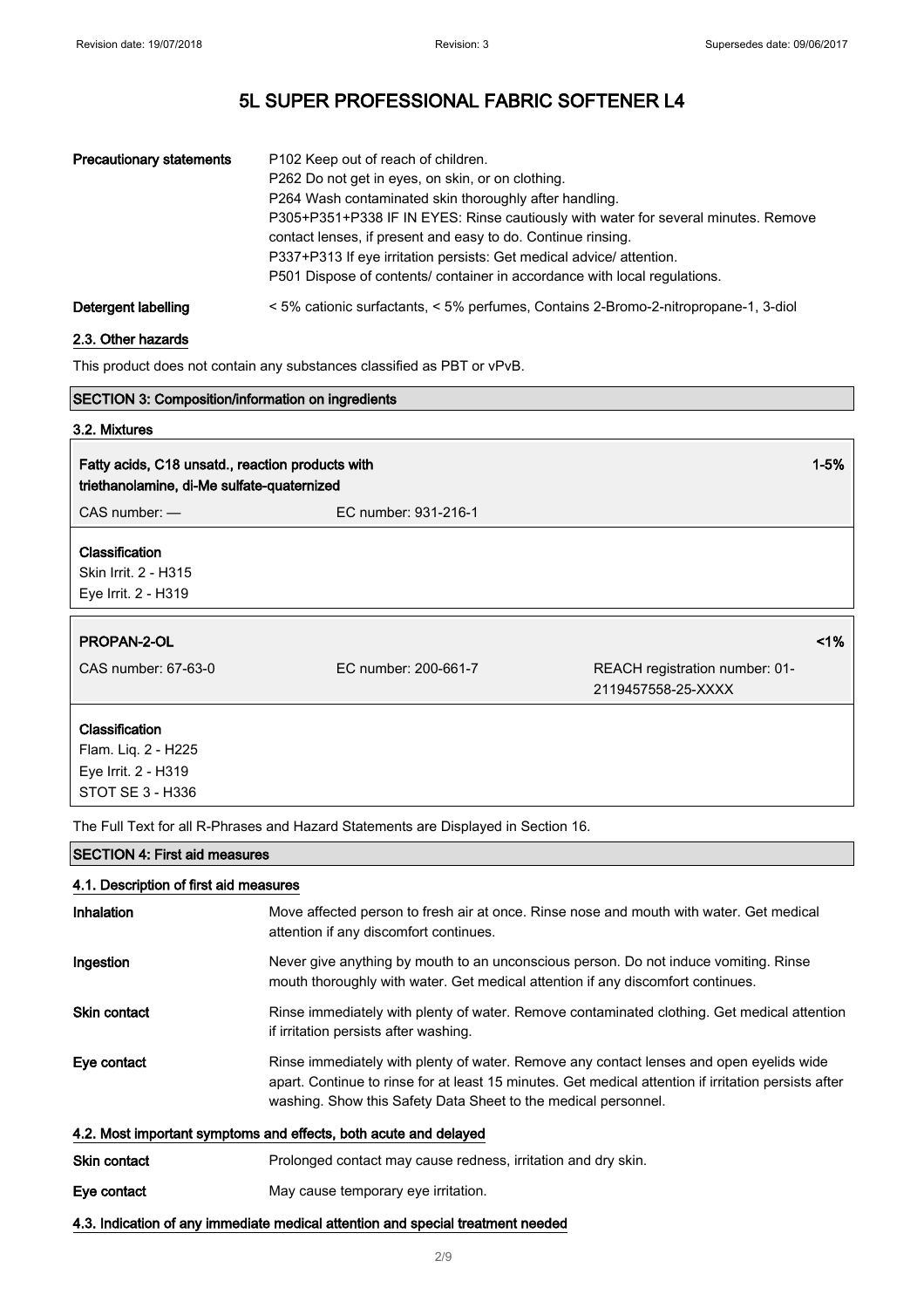| Precautionary statements | P102 Keep out of reach of children.<br>P262 Do not get in eyes, on skin, or on clothing.<br>P264 Wash contaminated skin thoroughly after handling.<br>P305+P351+P338 IF IN EYES: Rinse cautiously with water for several minutes. Remove contact lenses, if present and easy to do. Continue rinsing.<br>P337+P313 If eye irritation persists: Get medical advice/ attention.<br>P501 Dispose of contents/ container in accordance with local regulations. |
|---|---|
| Detergent labelling | < 5% cationic surfactants, < 5% perfumes, Contains 2-Bromo-2-nitropropane-1, 3-diol |

### 2.3. Other hazards

This product does not contain any substances classified as PBT or vPvB.

## SECTION 3: Composition/information on ingredients

### 3.2. Mixtures

**Fatty acids, C18 unsatd., reaction products with triethanolamine, di-Me sulfate-quaternized** — 1-5%

CAS number: — EC number: 931-216-1

**Classification**
Skin Irrit. 2 - H315
Eye Irrit. 2 - H319

**PROPAN-2-OL** — <1%

CAS number: 67-63-0 EC number: 200-661-7 REACH registration number: 01-2119457558-25-XXXX

**Classification**
Flam. Liq. 2 - H225
Eye Irrit. 2 - H319
STOT SE 3 - H336

The Full Text for all R-Phrases and Hazard Statements are Displayed in Section 16.

## SECTION 4: First aid measures

### 4.1. Description of first aid measures

| | |
|---|---|
| Inhalation | Move affected person to fresh air at once. Rinse nose and mouth with water. Get medical attention if any discomfort continues. |
| Ingestion | Never give anything by mouth to an unconscious person. Do not induce vomiting. Rinse mouth thoroughly with water. Get medical attention if any discomfort continues. |
| Skin contact | Rinse immediately with plenty of water. Remove contaminated clothing. Get medical attention if irritation persists after washing. |
| Eye contact | Rinse immediately with plenty of water. Remove any contact lenses and open eyelids wide apart. Continue to rinse for at least 15 minutes. Get medical attention if irritation persists after washing. Show this Safety Data Sheet to the medical personnel. |

### 4.2. Most important symptoms and effects, both acute and delayed

| | |
|---|---|
| Skin contact | Prolonged contact may cause redness, irritation and dry skin. |
| Eye contact | May cause temporary eye irritation. |

### 4.3. Indication of any immediate medical attention and special treatment needed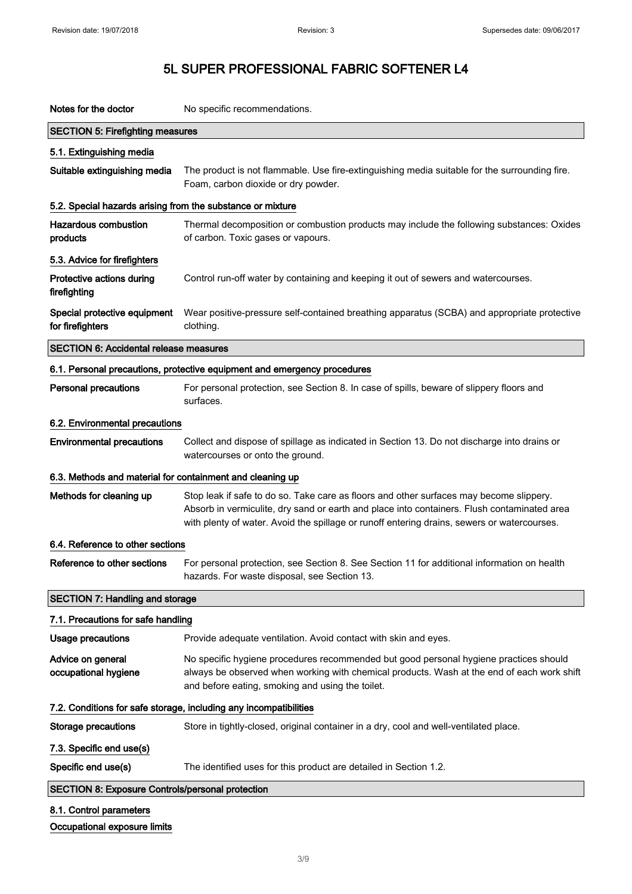| | |
|---|---|
| **Notes for the doctor** | No specific recommendations. |

## SECTION 5: Firefighting measures

### 5.1. Extinguishing media

| | |
|---|---|
| **Suitable extinguishing media** | The product is not flammable. Use fire-extinguishing media suitable for the surrounding fire. Foam, carbon dioxide or dry powder. |

### 5.2. Special hazards arising from the substance or mixture

| | |
|---|---|
| **Hazardous combustion products** | Thermal decomposition or combustion products may include the following substances: Oxides of carbon. Toxic gases or vapours. |

### 5.3. Advice for firefighters

| | |
|---|---|
| **Protective actions during firefighting** | Control run-off water by containing and keeping it out of sewers and watercourses. |
| **Special protective equipment for firefighters** | Wear positive-pressure self-contained breathing apparatus (SCBA) and appropriate protective clothing. |

## SECTION 6: Accidental release measures

### 6.1. Personal precautions, protective equipment and emergency procedures

| | |
|---|---|
| **Personal precautions** | For personal protection, see Section 8. In case of spills, beware of slippery floors and surfaces. |

### 6.2. Environmental precautions

| | |
|---|---|
| **Environmental precautions** | Collect and dispose of spillage as indicated in Section 13. Do not discharge into drains or watercourses or onto the ground. |

### 6.3. Methods and material for containment and cleaning up

| | |
|---|---|
| **Methods for cleaning up** | Stop leak if safe to do so. Take care as floors and other surfaces may become slippery. Absorb in vermiculite, dry sand or earth and place into containers. Flush contaminated area with plenty of water. Avoid the spillage or runoff entering drains, sewers or watercourses. |

### 6.4. Reference to other sections

| | |
|---|---|
| **Reference to other sections** | For personal protection, see Section 8. See Section 11 for additional information on health hazards. For waste disposal, see Section 13. |

## SECTION 7: Handling and storage

### 7.1. Precautions for safe handling

| | |
|---|---|
| **Usage precautions** | Provide adequate ventilation. Avoid contact with skin and eyes. |
| **Advice on general occupational hygiene** | No specific hygiene procedures recommended but good personal hygiene practices should always be observed when working with chemical products. Wash at the end of each work shift and before eating, smoking and using the toilet. |

### 7.2. Conditions for safe storage, including any incompatibilities

| | |
|---|---|
| **Storage precautions** | Store in tightly-closed, original container in a dry, cool and well-ventilated place. |

### 7.3. Specific end use(s)

| | |
|---|---|
| **Specific end use(s)** | The identified uses for this product are detailed in Section 1.2. |

## SECTION 8: Exposure Controls/personal protection

### 8.1. Control parameters

**Occupational exposure limits**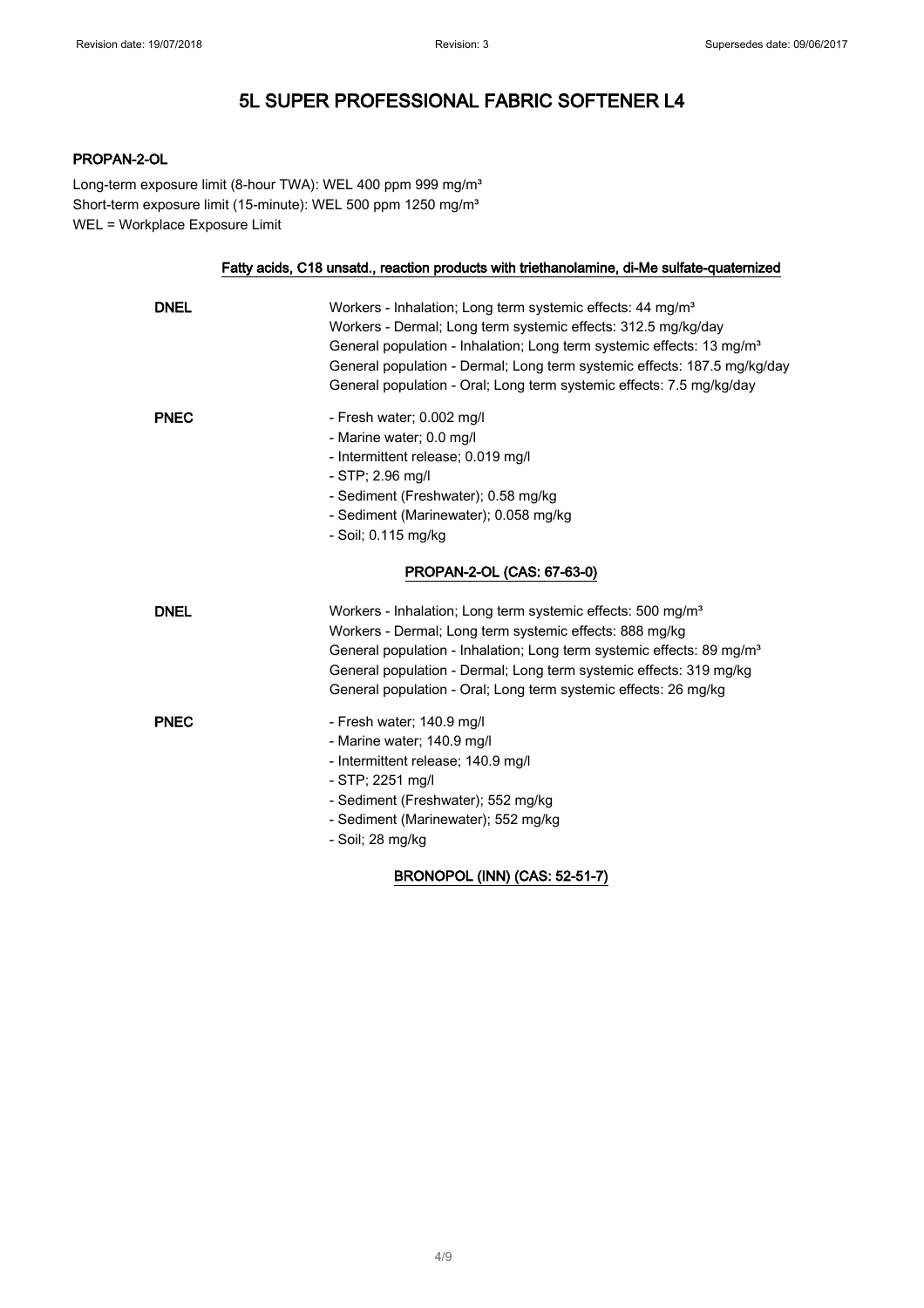# 5L SUPER PROFESSIONAL FABRIC SOFTENER L4

**PROPAN-2-OL**

Long-term exposure limit (8-hour TWA): WEL 400 ppm 999 mg/m³
Short-term exposure limit (15-minute): WEL 500 ppm 1250 mg/m³
WEL = Workplace Exposure Limit

**Fatty acids, C18 unsatd., reaction products with triethanolamine, di-Me sulfate-quaternized**

| | |
|---|---|
| **DNEL** | Workers - Inhalation; Long term systemic effects: 44 mg/m³<br>Workers - Dermal; Long term systemic effects: 312.5 mg/kg/day<br>General population - Inhalation; Long term systemic effects: 13 mg/m³<br>General population - Dermal; Long term systemic effects: 187.5 mg/kg/day<br>General population - Oral; Long term systemic effects: 7.5 mg/kg/day |
| **PNEC** | - Fresh water; 0.002 mg/l<br>- Marine water; 0.0 mg/l<br>- Intermittent release; 0.019 mg/l<br>- STP; 2.96 mg/l<br>- Sediment (Freshwater); 0.58 mg/kg<br>- Sediment (Marinewater); 0.058 mg/kg<br>- Soil; 0.115 mg/kg |

**PROPAN-2-OL (CAS: 67-63-0)**

| | |
|---|---|
| **DNEL** | Workers - Inhalation; Long term systemic effects: 500 mg/m³<br>Workers - Dermal; Long term systemic effects: 888 mg/kg<br>General population - Inhalation; Long term systemic effects: 89 mg/m³<br>General population - Dermal; Long term systemic effects: 319 mg/kg<br>General population - Oral; Long term systemic effects: 26 mg/kg |
| **PNEC** | - Fresh water; 140.9 mg/l<br>- Marine water; 140.9 mg/l<br>- Intermittent release; 140.9 mg/l<br>- STP; 2251 mg/l<br>- Sediment (Freshwater); 552 mg/kg<br>- Sediment (Marinewater); 552 mg/kg<br>- Soil; 28 mg/kg |

**BRONOPOL (INN) (CAS: 52-51-7)**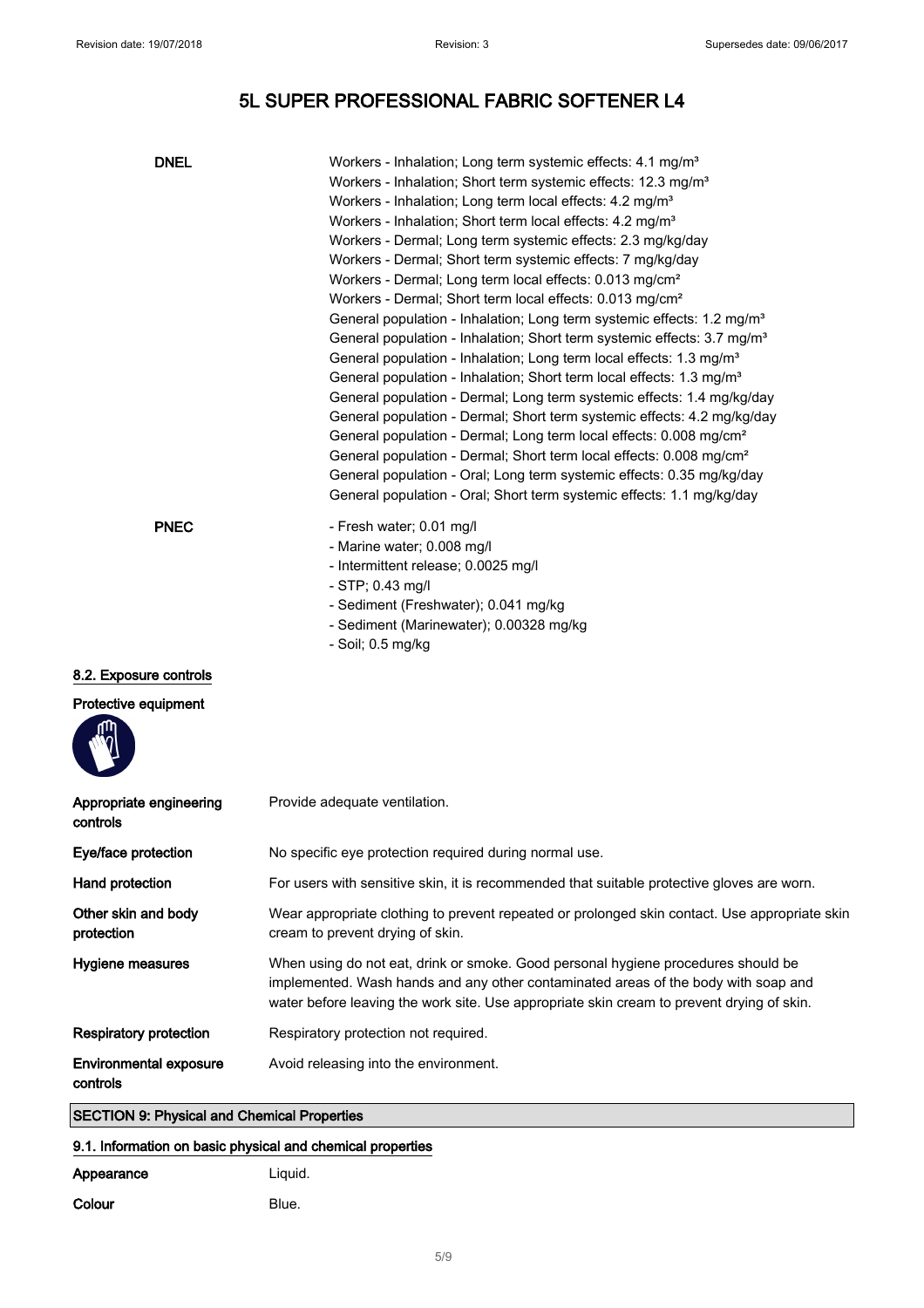# 5L SUPER PROFESSIONAL FABRIC SOFTENER L4

| | |
|---|---|
| **DNEL** | Workers - Inhalation; Long term systemic effects: 4.1 mg/m³<br>Workers - Inhalation; Short term systemic effects: 12.3 mg/m³<br>Workers - Inhalation; Long term local effects: 4.2 mg/m³<br>Workers - Inhalation; Short term local effects: 4.2 mg/m³<br>Workers - Dermal; Long term systemic effects: 2.3 mg/kg/day<br>Workers - Dermal; Short term systemic effects: 7 mg/kg/day<br>Workers - Dermal; Long term local effects: 0.013 mg/cm²<br>Workers - Dermal; Short term local effects: 0.013 mg/cm²<br>General population - Inhalation; Long term systemic effects: 1.2 mg/m³<br>General population - Inhalation; Short term systemic effects: 3.7 mg/m³<br>General population - Inhalation; Long term local effects: 1.3 mg/m³<br>General population - Inhalation; Short term local effects: 1.3 mg/m³<br>General population - Dermal; Long term systemic effects: 1.4 mg/kg/day<br>General population - Dermal; Short term systemic effects: 4.2 mg/kg/day<br>General population - Dermal; Long term local effects: 0.008 mg/cm²<br>General population - Dermal; Short term local effects: 0.008 mg/cm²<br>General population - Oral; Long term systemic effects: 0.35 mg/kg/day<br>General population - Oral; Short term systemic effects: 1.1 mg/kg/day |
| **PNEC** | - Fresh water; 0.01 mg/l<br>- Marine water; 0.008 mg/l<br>- Intermittent release; 0.0025 mg/l<br>- STP; 0.43 mg/l<br>- Sediment (Freshwater); 0.041 mg/kg<br>- Sediment (Marinewater); 0.00328 mg/kg<br>- Soil; 0.5 mg/kg |

### 8.2. Exposure controls

**Protective equipment**

| | |
|---|---|
| **Appropriate engineering controls** | Provide adequate ventilation. |
| **Eye/face protection** | No specific eye protection required during normal use. |
| **Hand protection** | For users with sensitive skin, it is recommended that suitable protective gloves are worn. |
| **Other skin and body protection** | Wear appropriate clothing to prevent repeated or prolonged skin contact. Use appropriate skin cream to prevent drying of skin. |
| **Hygiene measures** | When using do not eat, drink or smoke. Good personal hygiene procedures should be implemented. Wash hands and any other contaminated areas of the body with soap and water before leaving the work site. Use appropriate skin cream to prevent drying of skin. |
| **Respiratory protection** | Respiratory protection not required. |
| **Environmental exposure controls** | Avoid releasing into the environment. |

## SECTION 9: Physical and Chemical Properties

### 9.1. Information on basic physical and chemical properties

| | |
|---|---|
| **Appearance** | Liquid. |
| **Colour** | Blue. |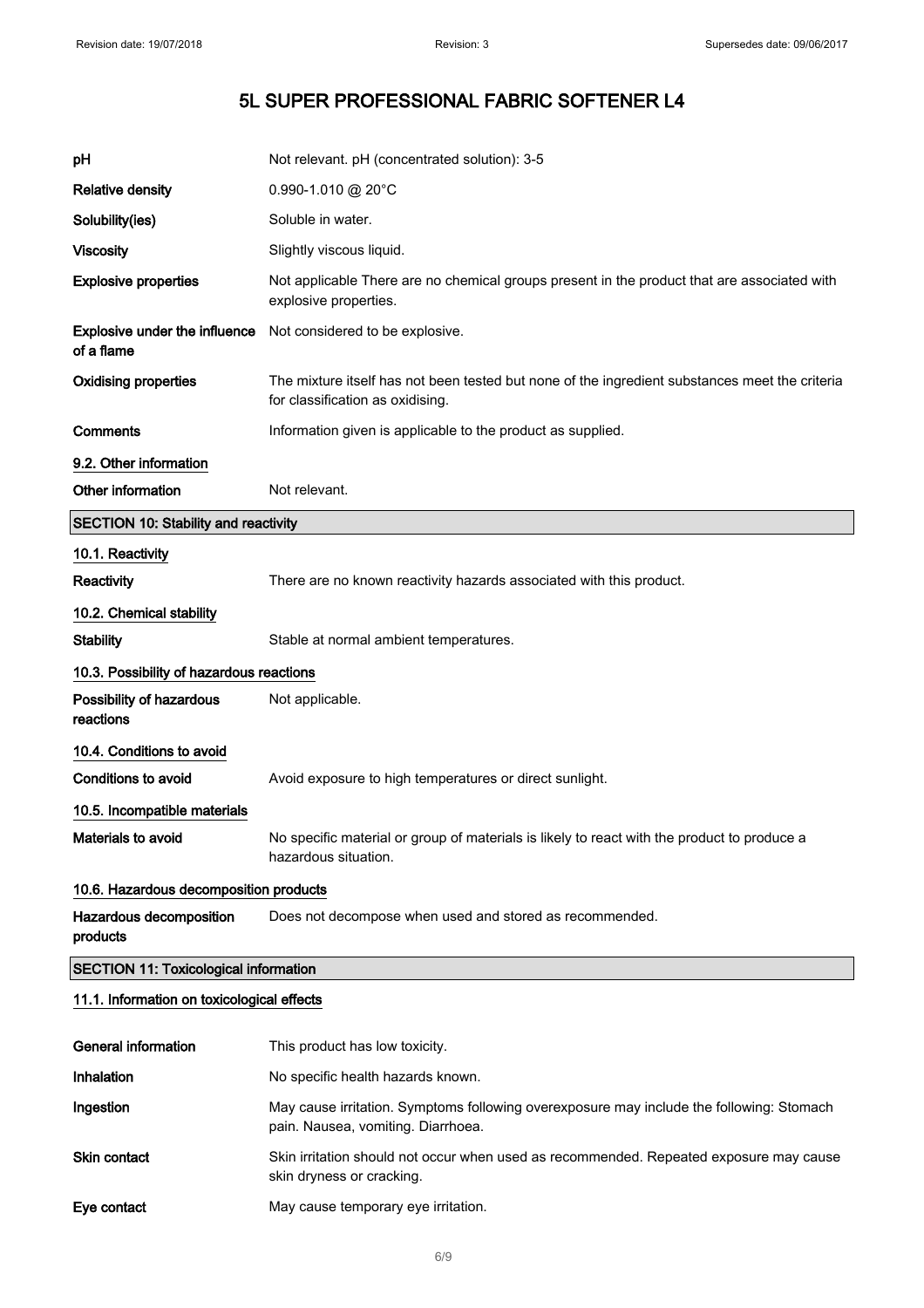# 5L SUPER PROFESSIONAL FABRIC SOFTENER L4

| | |
|---|---|
| **pH** | Not relevant. pH (concentrated solution): 3-5 |
| **Relative density** | 0.990-1.010 @ 20°C |
| **Solubility(ies)** | Soluble in water. |
| **Viscosity** | Slightly viscous liquid. |
| **Explosive properties** | Not applicable There are no chemical groups present in the product that are associated with explosive properties. |
| **Explosive under the influence of a flame** | Not considered to be explosive. |
| **Oxidising properties** | The mixture itself has not been tested but none of the ingredient substances meet the criteria for classification as oxidising. |
| **Comments** | Information given is applicable to the product as supplied. |

### 9.2. Other information

| | |
|---|---|
| **Other information** | Not relevant. |

## SECTION 10: Stability and reactivity

### 10.1. Reactivity

| | |
|---|---|
| **Reactivity** | There are no known reactivity hazards associated with this product. |

### 10.2. Chemical stability

| | |
|---|---|
| **Stability** | Stable at normal ambient temperatures. |

### 10.3. Possibility of hazardous reactions

| | |
|---|---|
| **Possibility of hazardous reactions** | Not applicable. |

### 10.4. Conditions to avoid

| | |
|---|---|
| **Conditions to avoid** | Avoid exposure to high temperatures or direct sunlight. |

### 10.5. Incompatible materials

| | |
|---|---|
| **Materials to avoid** | No specific material or group of materials is likely to react with the product to produce a hazardous situation. |

### 10.6. Hazardous decomposition products

| | |
|---|---|
| **Hazardous decomposition products** | Does not decompose when used and stored as recommended. |

## SECTION 11: Toxicological information

### 11.1. Information on toxicological effects

| | |
|---|---|
| **General information** | This product has low toxicity. |
| **Inhalation** | No specific health hazards known. |
| **Ingestion** | May cause irritation. Symptoms following overexposure may include the following: Stomach pain. Nausea, vomiting. Diarrhoea. |
| **Skin contact** | Skin irritation should not occur when used as recommended. Repeated exposure may cause skin dryness or cracking. |
| **Eye contact** | May cause temporary eye irritation. |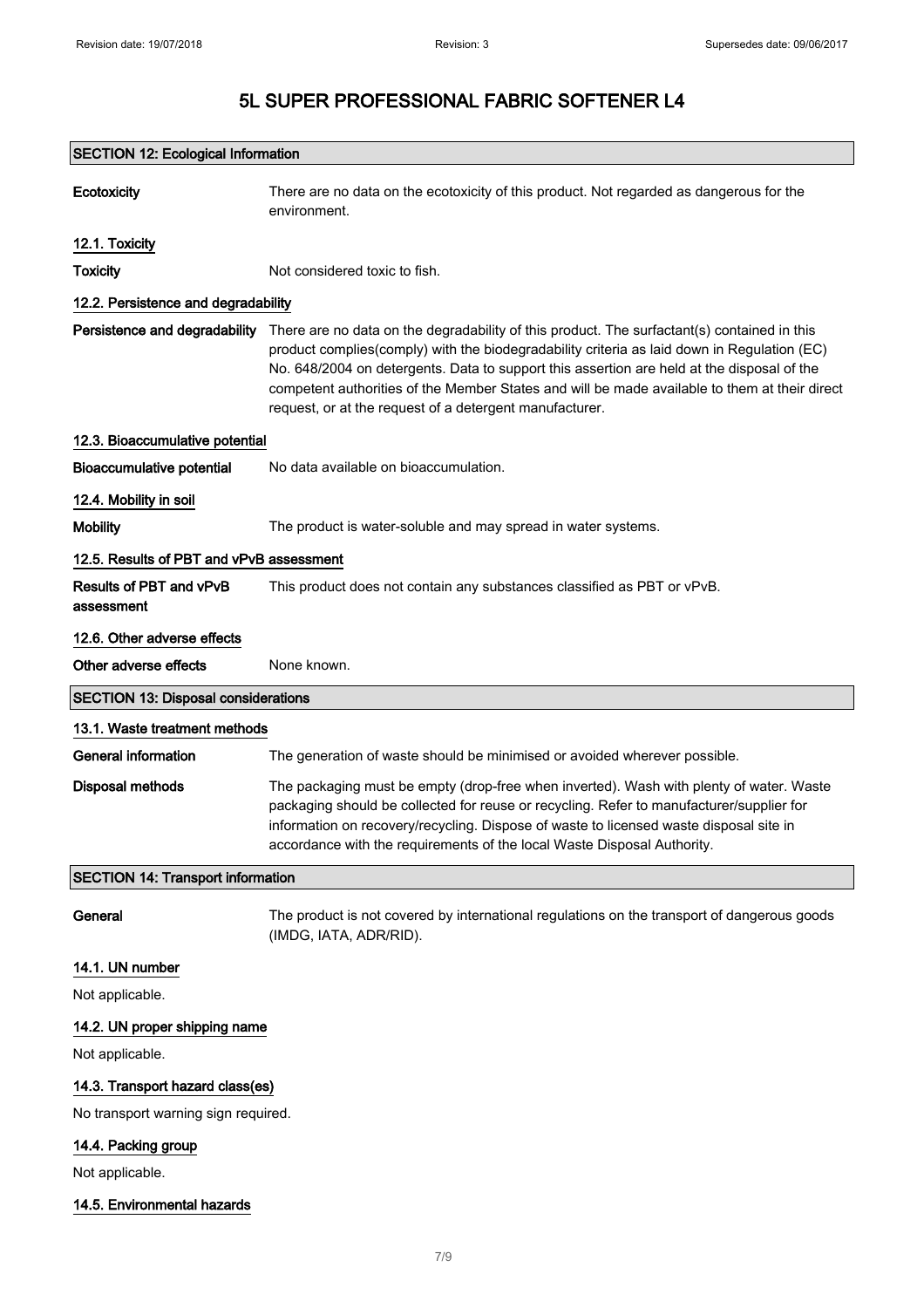# 5L SUPER PROFESSIONAL FABRIC SOFTENER L4

## SECTION 12: Ecological Information

**Ecotoxicity** There are no data on the ecotoxicity of this product. Not regarded as dangerous for the environment.

### 12.1. Toxicity

**Toxicity** Not considered toxic to fish.

### 12.2. Persistence and degradability

**Persistence and degradability** There are no data on the degradability of this product. The surfactant(s) contained in this product complies(comply) with the biodegradability criteria as laid down in Regulation (EC) No. 648/2004 on detergents. Data to support this assertion are held at the disposal of the competent authorities of the Member States and will be made available to them at their direct request, or at the request of a detergent manufacturer.

### 12.3. Bioaccumulative potential

**Bioaccumulative potential** No data available on bioaccumulation.

### 12.4. Mobility in soil

**Mobility** The product is water-soluble and may spread in water systems.

### 12.5. Results of PBT and vPvB assessment

**Results of PBT and vPvB assessment** This product does not contain any substances classified as PBT or vPvB.

### 12.6. Other adverse effects

**Other adverse effects** None known.

## SECTION 13: Disposal considerations

### 13.1. Waste treatment methods

**General information** The generation of waste should be minimised or avoided wherever possible.

**Disposal methods** The packaging must be empty (drop-free when inverted). Wash with plenty of water. Waste packaging should be collected for reuse or recycling. Refer to manufacturer/supplier for information on recovery/recycling. Dispose of waste to licensed waste disposal site in accordance with the requirements of the local Waste Disposal Authority.

## SECTION 14: Transport information

**General** The product is not covered by international regulations on the transport of dangerous goods (IMDG, IATA, ADR/RID).

### 14.1. UN number

Not applicable.

### 14.2. UN proper shipping name

Not applicable.

### 14.3. Transport hazard class(es)

No transport warning sign required.

### 14.4. Packing group

Not applicable.

### 14.5. Environmental hazards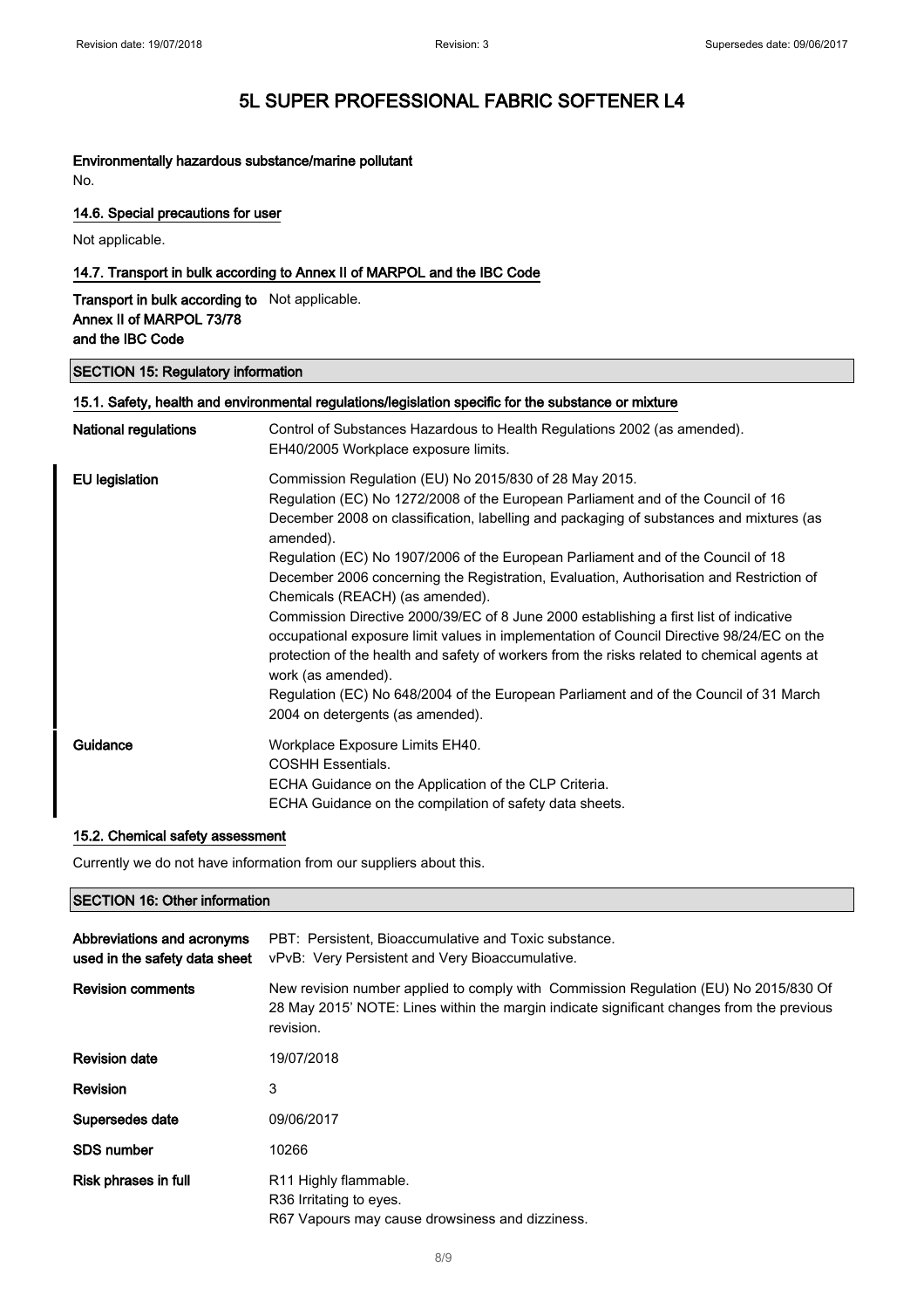**Environmentally hazardous substance/marine pollutant**

No.

#### 14.6. Special precautions for user

Not applicable.

#### 14.7. Transport in bulk according to Annex II of MARPOL and the IBC Code

| | |
|---|---|
| **Transport in bulk according to Annex II of MARPOL 73/78 and the IBC Code** | Not applicable. |

## SECTION 15: Regulatory information

#### 15.1. Safety, health and environmental regulations/legislation specific for the substance or mixture

| | |
|---|---|
| **National regulations** | Control of Substances Hazardous to Health Regulations 2002 (as amended).<br>EH40/2005 Workplace exposure limits. |
| **EU legislation** | Commission Regulation (EU) No 2015/830 of 28 May 2015.<br>Regulation (EC) No 1272/2008 of the European Parliament and of the Council of 16 December 2008 on classification, labelling and packaging of substances and mixtures (as amended).<br>Regulation (EC) No 1907/2006 of the European Parliament and of the Council of 18 December 2006 concerning the Registration, Evaluation, Authorisation and Restriction of Chemicals (REACH) (as amended).<br>Commission Directive 2000/39/EC of 8 June 2000 establishing a first list of indicative occupational exposure limit values in implementation of Council Directive 98/24/EC on the protection of the health and safety of workers from the risks related to chemical agents at work (as amended).<br>Regulation (EC) No 648/2004 of the European Parliament and of the Council of 31 March 2004 on detergents (as amended). |
| **Guidance** | Workplace Exposure Limits EH40.<br>COSHH Essentials.<br>ECHA Guidance on the Application of the CLP Criteria.<br>ECHA Guidance on the compilation of safety data sheets. |

#### 15.2. Chemical safety assessment

Currently we do not have information from our suppliers about this.

## SECTION 16: Other information

| | |
|---|---|
| **Abbreviations and acronyms used in the safety data sheet** | PBT: Persistent, Bioaccumulative and Toxic substance.<br>vPvB: Very Persistent and Very Bioaccumulative. |
| **Revision comments** | New revision number applied to comply with Commission Regulation (EU) No 2015/830 Of 28 May 2015' NOTE: Lines within the margin indicate significant changes from the previous revision. |
| **Revision date** | 19/07/2018 |
| **Revision** | 3 |
| **Supersedes date** | 09/06/2017 |
| **SDS number** | 10266 |
| **Risk phrases in full** | R11 Highly flammable.<br>R36 Irritating to eyes.<br>R67 Vapours may cause drowsiness and dizziness. |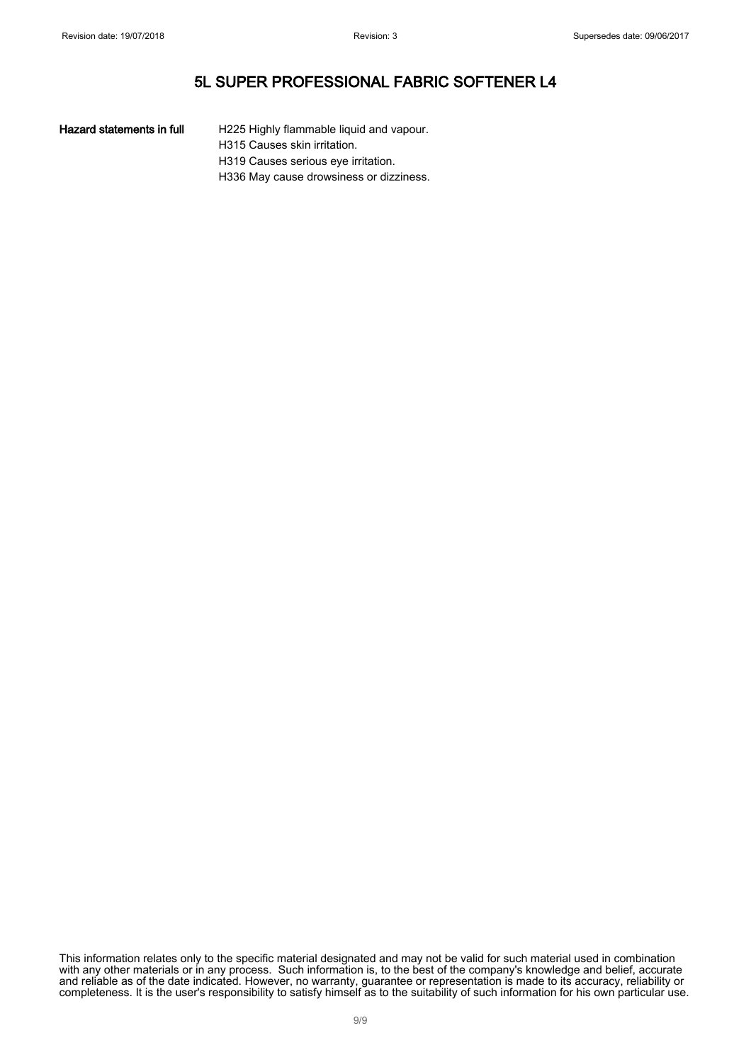**Hazard statements in full**

H225 Highly flammable liquid and vapour.
H315 Causes skin irritation.
H319 Causes serious eye irritation.
H336 May cause drowsiness or dizziness.

This information relates only to the specific material designated and may not be valid for such material used in combination with any other materials or in any process. Such information is, to the best of the company's knowledge and belief, accurate and reliable as of the date indicated. However, no warranty, guarantee or representation is made to its accuracy, reliability or completeness. It is the user's responsibility to satisfy himself as to the suitability of such information for his own particular use.